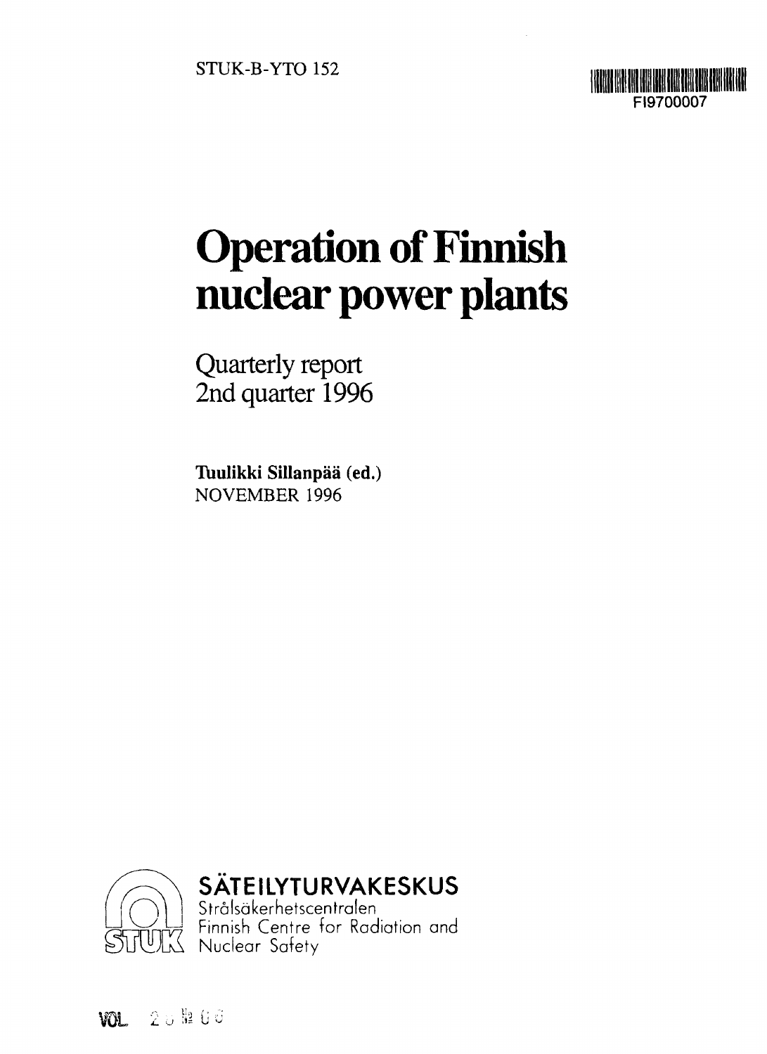STUK-B-YTO 152

FI9700007

# Operation of Finnish nuclear power plants

## Quarterly report 2nd quarter 1996

**Tuulikki Sillanpää (ed.)**
NOVEMBER 1996

**SÄTEILYTURVAKESKUS**
Strålsäkerhetscentralen
Finnish Centre for Radiation and Nuclear Safety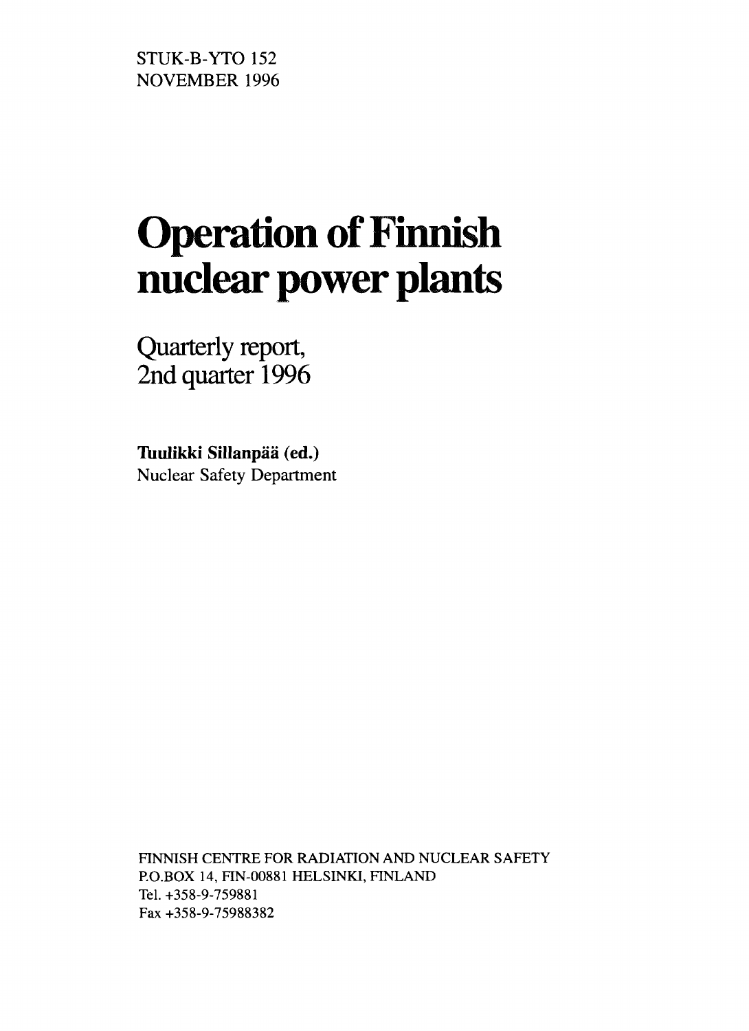STUK-B-YTO 152
NOVEMBER 1996

# Operation of Finnish nuclear power plants

## Quarterly report, 2nd quarter 1996

**Tuulikki Sillanpää (ed.)**
Nuclear Safety Department

FINNISH CENTRE FOR RADIATION AND NUCLEAR SAFETY
P.O.BOX 14, FIN-00881 HELSINKI, FINLAND
Tel. +358-9-759881
Fax +358-9-75988382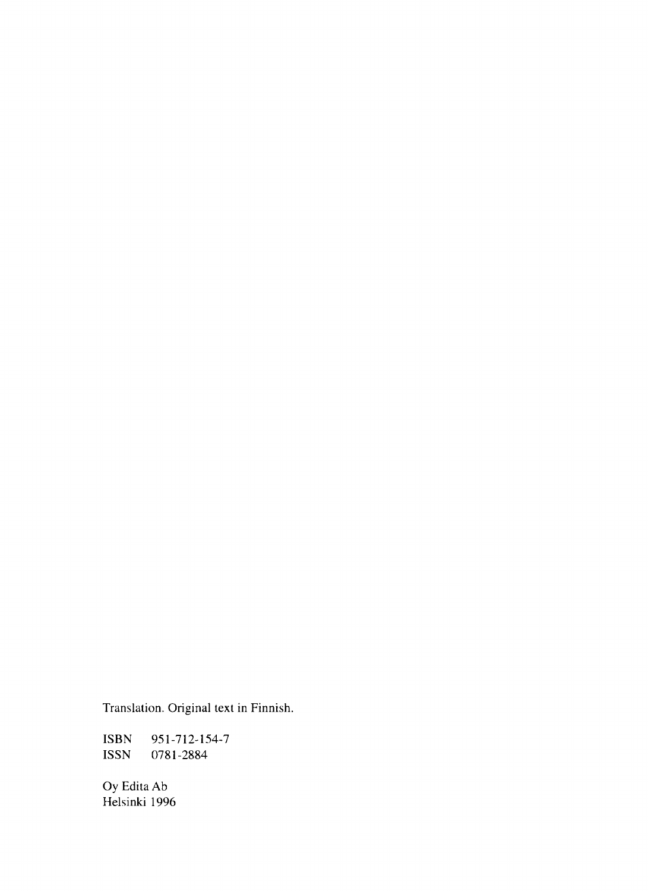Translation. Original text in Finnish.

ISBN 951-712-154-7
ISSN 0781-2884

Oy Edita Ab
Helsinki 1996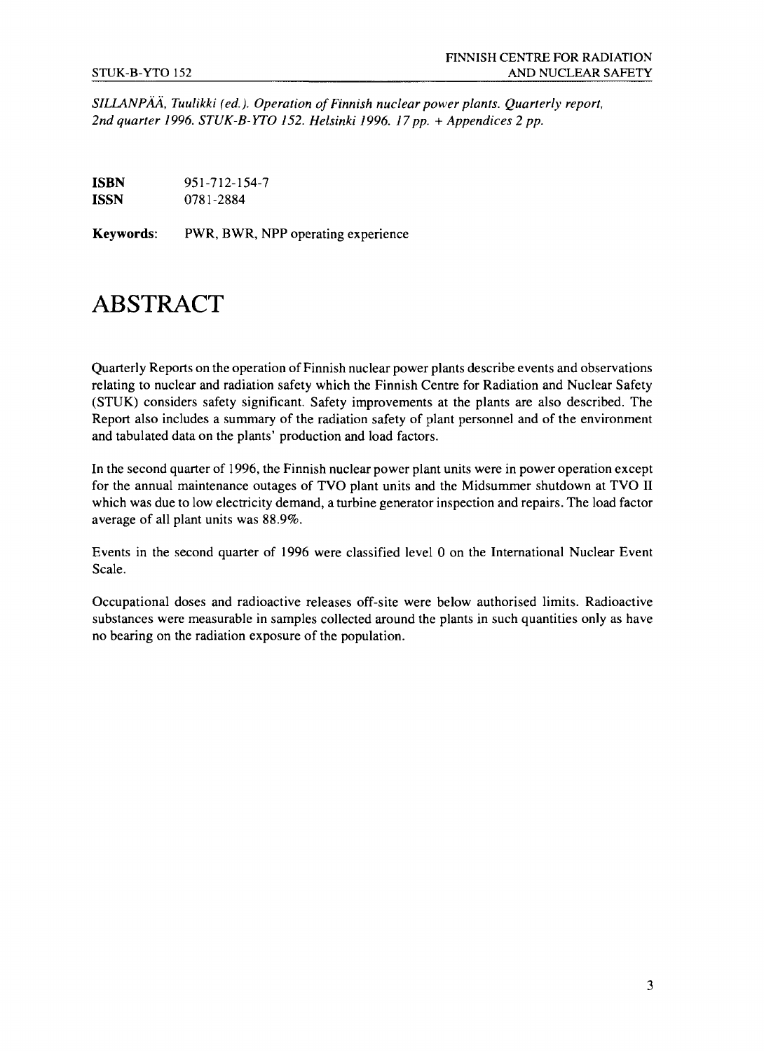*SILLANPÄÄ, Tuulikki (ed.). Operation of Finnish nuclear power plants. Quarterly report, 2nd quarter 1996. STUK-B-YTO 152. Helsinki 1996. 17 pp. + Appendices 2 pp.*

**ISBN** 951-712-154-7
**ISSN** 0781-2884

**Keywords:** PWR, BWR, NPP operating experience

# ABSTRACT

Quarterly Reports on the operation of Finnish nuclear power plants describe events and observations relating to nuclear and radiation safety which the Finnish Centre for Radiation and Nuclear Safety (STUK) considers safety significant. Safety improvements at the plants are also described. The Report also includes a summary of the radiation safety of plant personnel and of the environment and tabulated data on the plants' production and load factors.

In the second quarter of 1996, the Finnish nuclear power plant units were in power operation except for the annual maintenance outages of TVO plant units and the Midsummer shutdown at TVO II which was due to low electricity demand, a turbine generator inspection and repairs. The load factor average of all plant units was 88.9%.

Events in the second quarter of 1996 were classified level 0 on the International Nuclear Event Scale.

Occupational doses and radioactive releases off-site were below authorised limits. Radioactive substances were measurable in samples collected around the plants in such quantities only as have no bearing on the radiation exposure of the population.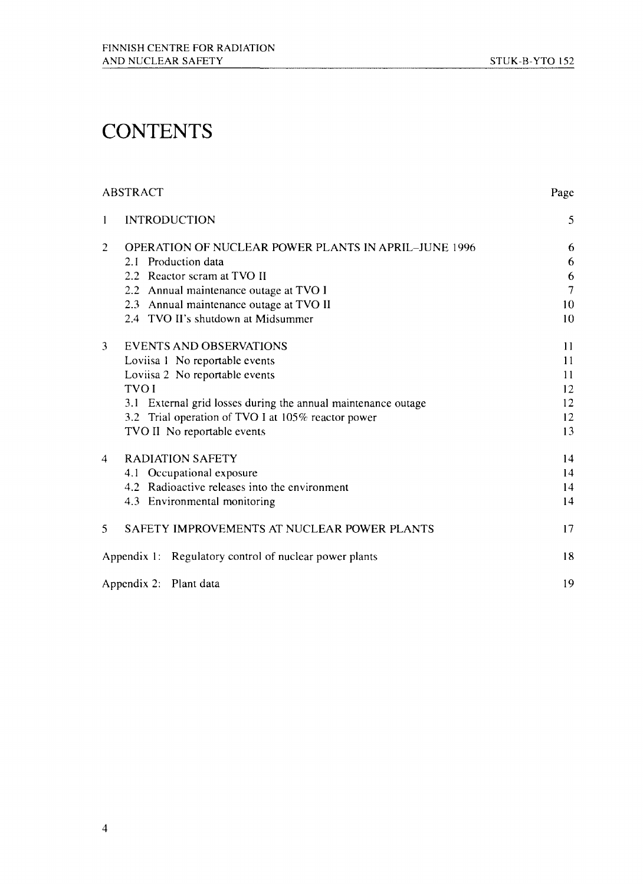# CONTENTS

| | | Page |
|---|---|---|
| ABSTRACT | | |
| 1 | INTRODUCTION | 5 |
| 2 | OPERATION OF NUCLEAR POWER PLANTS IN APRIL–JUNE 1996 | 6 |
| | 2.1 Production data | 6 |
| | 2.2 Reactor scram at TVO II | 6 |
| | 2.2 Annual maintenance outage at TVO I | 7 |
| | 2.3 Annual maintenance outage at TVO II | 10 |
| | 2.4 TVO II's shutdown at Midsummer | 10 |
| 3 | EVENTS AND OBSERVATIONS | 11 |
| | Loviisa 1 No reportable events | 11 |
| | Loviisa 2 No reportable events | 11 |
| | TVO I | 12 |
| | 3.1 External grid losses during the annual maintenance outage | 12 |
| | 3.2 Trial operation of TVO I at 105% reactor power | 12 |
| | TVO II No reportable events | 13 |
| 4 | RADIATION SAFETY | 14 |
| | 4.1 Occupational exposure | 14 |
| | 4.2 Radioactive releases into the environment | 14 |
| | 4.3 Environmental monitoring | 14 |
| 5 | SAFETY IMPROVEMENTS AT NUCLEAR POWER PLANTS | 17 |
| Appendix 1: | Regulatory control of nuclear power plants | 18 |
| Appendix 2: | Plant data | 19 |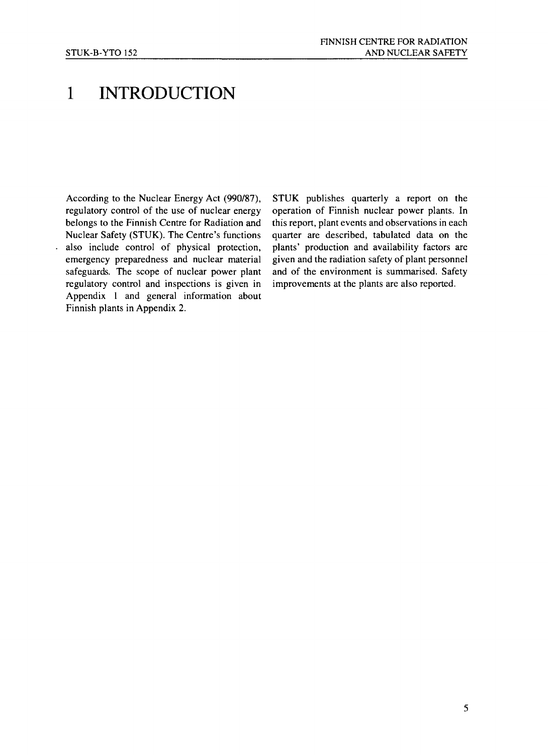# 1 INTRODUCTION

According to the Nuclear Energy Act (990/87), regulatory control of the use of nuclear energy belongs to the Finnish Centre for Radiation and Nuclear Safety (STUK). The Centre's functions also include control of physical protection, emergency preparedness and nuclear material safeguards. The scope of nuclear power plant regulatory control and inspections is given in Appendix 1 and general information about Finnish plants in Appendix 2.

STUK publishes quarterly a report on the operation of Finnish nuclear power plants. In this report, plant events and observations in each quarter are described, tabulated data on the plants' production and availability factors are given and the radiation safety of plant personnel and of the environment is summarised. Safety improvements at the plants are also reported.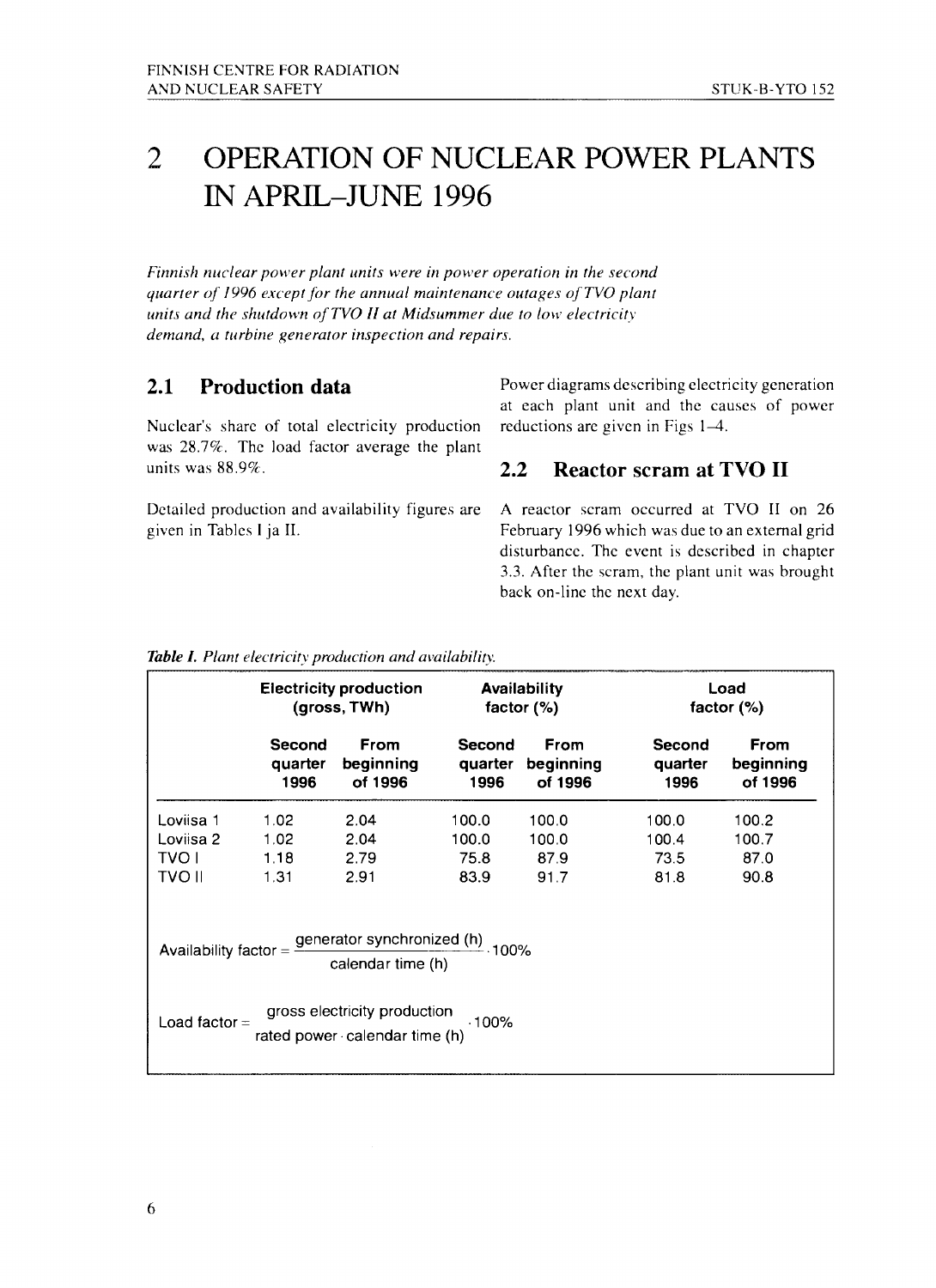# 2 OPERATION OF NUCLEAR POWER PLANTS IN APRIL–JUNE 1996

*Finnish nuclear power plant units were in power operation in the second quarter of 1996 except for the annual maintenance outages of TVO plant units and the shutdown of TVO II at Midsummer due to low electricity demand, a turbine generator inspection and repairs.*

## 2.1 Production data

Nuclear's share of total electricity production was 28.7%. The load factor average the plant units was 88.9%.

Detailed production and availability figures are given in Tables I ja II.

Power diagrams describing electricity generation at each plant unit and the causes of power reductions are given in Figs 1–4.

## 2.2 Reactor scram at TVO II

A reactor scram occurred at TVO II on 26 February 1996 which was due to an external grid disturbance. The event is described in chapter 3.3. After the scram, the plant unit was brought back on-line the next day.

***Table I.*** *Plant electricity production and availability.*

| | Electricity production (gross, TWh) | | Availability factor (%) | | Load factor (%) | |
|---|---|---|---|---|---|---|
| | Second quarter 1996 | From beginning of 1996 | Second quarter 1996 | From beginning of 1996 | Second quarter 1996 | From beginning of 1996 |
| Loviisa 1 | 1.02 | 2.04 | 100.0 | 100.0 | 100.0 | 100.2 |
| Loviisa 2 | 1.02 | 2.04 | 100.0 | 100.0 | 100.4 | 100.7 |
| TVO I | 1.18 | 2.79 | 75.8 | 87.9 | 73.5 | 87.0 |
| TVO II | 1.31 | 2.91 | 83.9 | 91.7 | 81.8 | 90.8 |

$$\text{Availability factor} = \frac{\text{generator synchronized (h)}}{\text{calendar time (h)}} \cdot 100\%$$

$$\text{Load factor} = \frac{\text{gross electricity production}}{\text{rated power} \cdot \text{calendar time (h)}} \cdot 100\%$$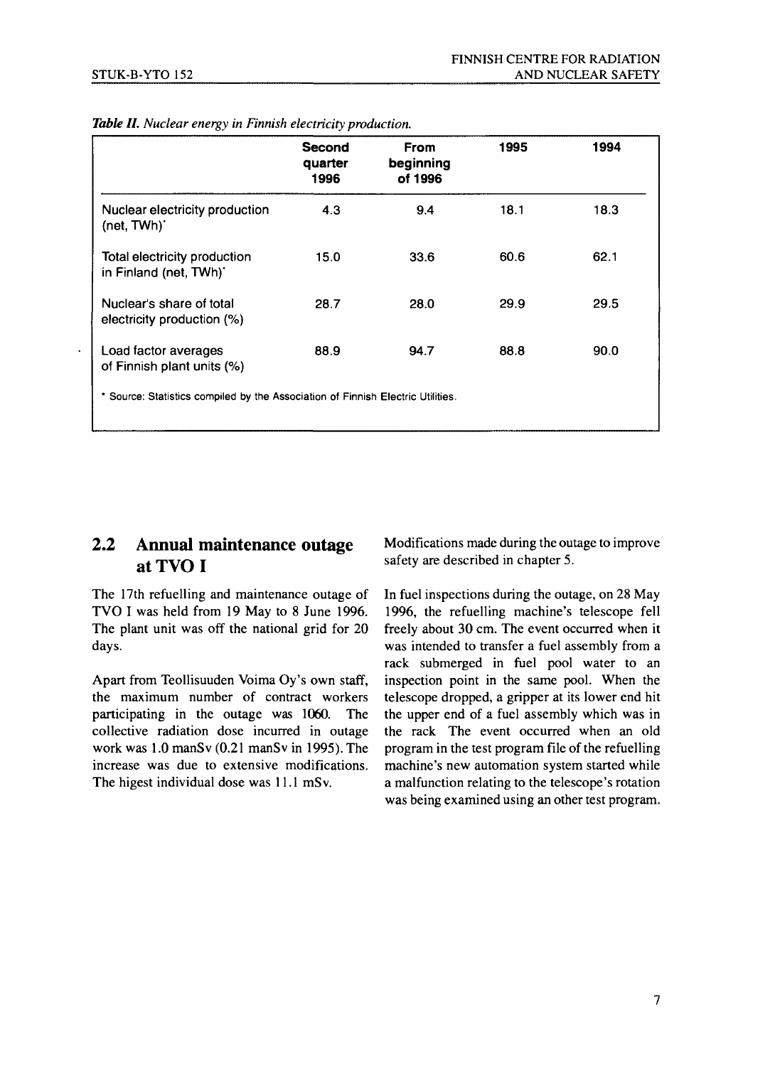*Table II. Nuclear energy in Finnish electricity production.*

| | Second quarter 1996 | From beginning of 1996 | 1995 | 1994 |
|---|---|---|---|---|
| Nuclear electricity production (net, TWh)* | 4.3 | 9.4 | 18.1 | 18.3 |
| Total electricity production in Finland (net, TWh)* | 15.0 | 33.6 | 60.6 | 62.1 |
| Nuclear's share of total electricity production (%) | 28.7 | 28.0 | 29.9 | 29.5 |
| Load factor averages of Finnish plant units (%) | 88.9 | 94.7 | 88.8 | 90.0 |

* Source: Statistics compiled by the Association of Finnish Electric Utilities.

## 2.2 Annual maintenance outage at TVO I

The 17th refuelling and maintenance outage of TVO I was held from 19 May to 8 June 1996. The plant unit was off the national grid for 20 days.

Apart from Teollisuuden Voima Oy's own staff, the maximum number of contract workers participating in the outage was 1060. The collective radiation dose incurred in outage work was 1.0 manSv (0.21 manSv in 1995). The increase was due to extensive modifications. The higest individual dose was 11.1 mSv.

Modifications made during the outage to improve safety are described in chapter 5.

In fuel inspections during the outage, on 28 May 1996, the refuelling machine's telescope fell freely about 30 cm. The event occurred when it was intended to transfer a fuel assembly from a rack submerged in fuel pool water to an inspection point in the same pool. When the telescope dropped, a gripper at its lower end hit the upper end of a fuel assembly which was in the rack The event occurred when an old program in the test program file of the refuelling machine's new automation system started while a malfunction relating to the telescope's rotation was being examined using an other test program.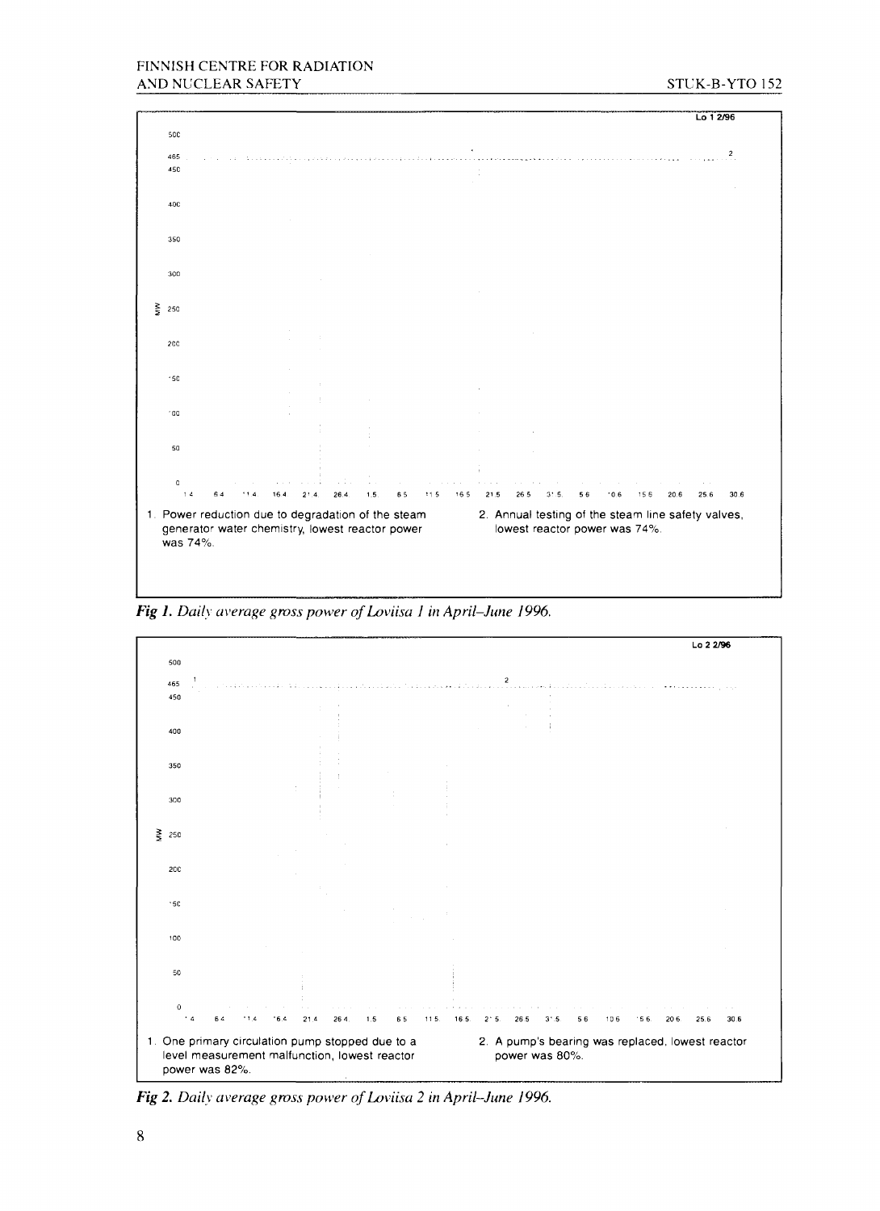Lo 1 2/96

1. Power reduction due to degradation of the steam generator water chemistry, lowest reactor power was 74%.

2. Annual testing of the steam line safety valves, lowest reactor power was 74%.

***Fig 1.*** *Daily average gross power of Loviisa 1 in April–June 1996.*

Lo 2 2/96

1. One primary circulation pump stopped due to a level measurement malfunction, lowest reactor power was 82%.

2. A pump's bearing was replaced, lowest reactor power was 80%.

***Fig 2.*** *Daily average gross power of Loviisa 2 in April–June 1996.*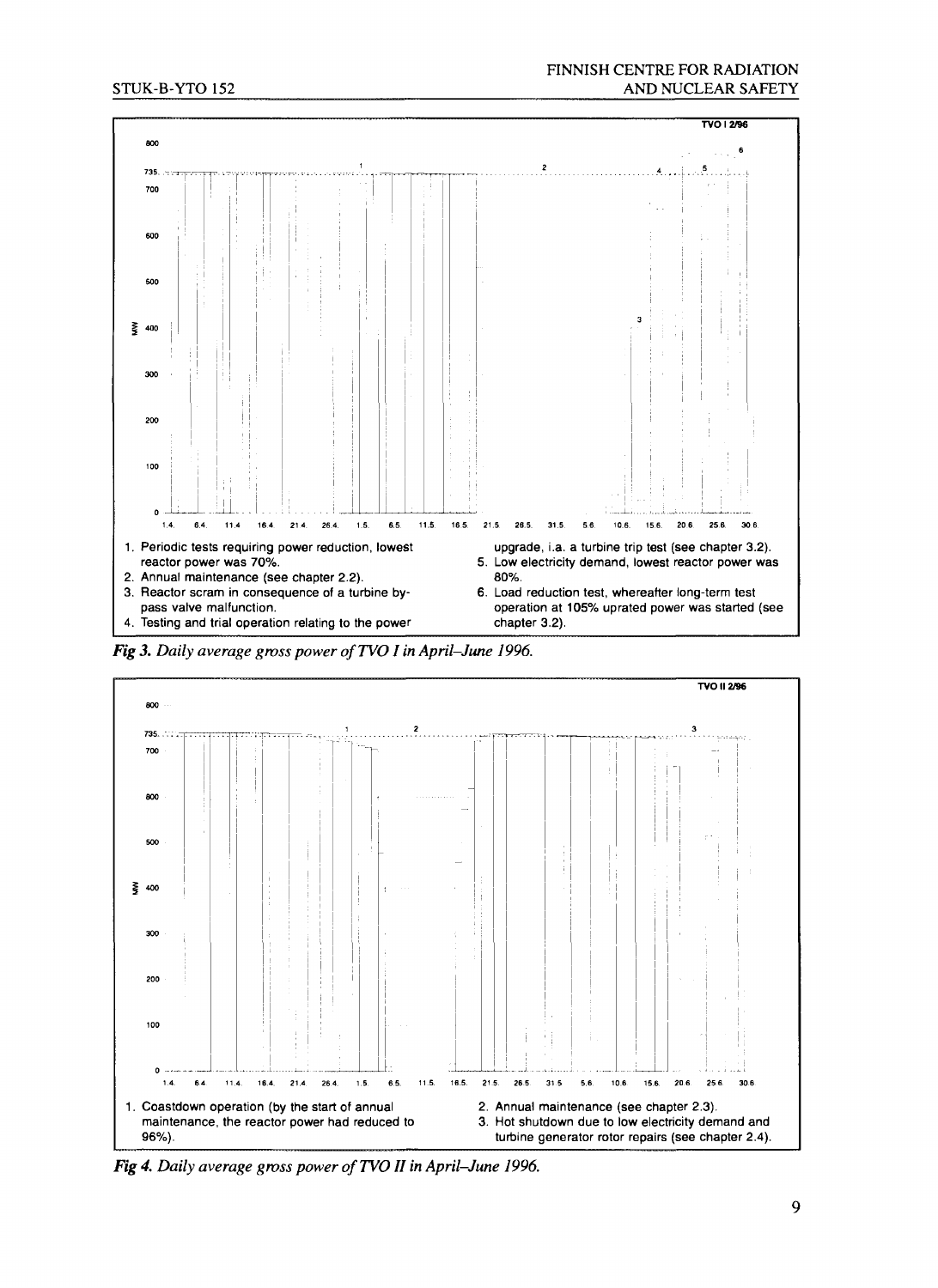1. Periodic tests requiring power reduction, lowest reactor power was 70%.
2. Annual maintenance (see chapter 2.2).
3. Reactor scram in consequence of a turbine by-pass valve malfunction.
4. Testing and trial operation relating to the power upgrade, i.a. a turbine trip test (see chapter 3.2).
5. Low electricity demand, lowest reactor power was 80%.
6. Load reduction test, whereafter long-term test operation at 105% uprated power was started (see chapter 3.2).

*Fig 3. Daily average gross power of TVO I in April–June 1996.*

1. Coastdown operation (by the start of annual maintenance, the reactor power had reduced to 96%).
2. Annual maintenance (see chapter 2.3).
3. Hot shutdown due to low electricity demand and turbine generator rotor repairs (see chapter 2.4).

*Fig 4. Daily average gross power of TVO II in April–June 1996.*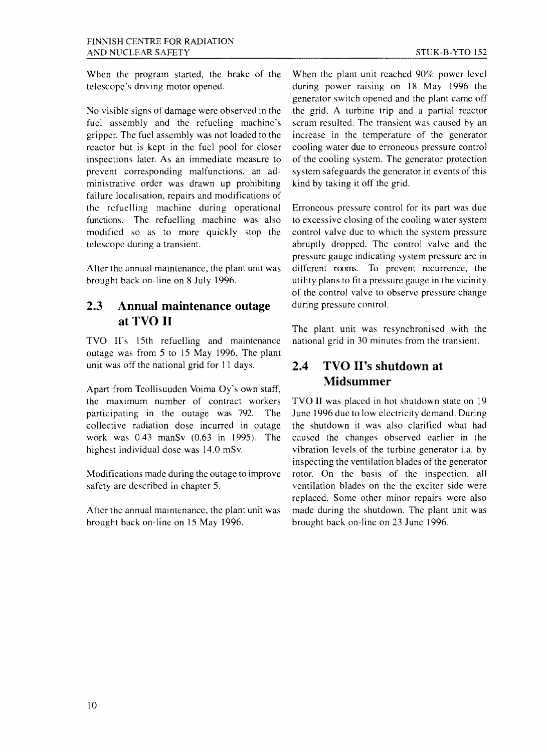When the program started, the brake of the telescope's driving motor opened.

No visible signs of damage were observed in the fuel assembly and the refueling machine's gripper. The fuel assembly was not loaded to the reactor but is kept in the fuel pool for closer inspections later. As an immediate measure to prevent corresponding malfunctions, an administrative order was drawn up prohibiting failure localisation, repairs and modifications of the refuelling machine during operational functions. The refuelling machine was also modified so as to more quickly stop the telescope during a transient.

After the annual maintenance, the plant unit was brought back on-line on 8 July 1996.

## 2.3 Annual maintenance outage at TVO II

TVO II's 15th refuelling and maintenance outage was from 5 to 15 May 1996. The plant unit was off the national grid for 11 days.

Apart from Teollisuuden Voima Oy's own staff, the maximum number of contract workers participating in the outage was 792. The collective radiation dose incurred in outage work was 0.43 manSv (0.63 in 1995). The highest individual dose was 14.0 mSv.

Modifications made during the outage to improve safety are described in chapter 5.

After the annual maintenance, the plant unit was brought back on-line on 15 May 1996.

When the plant unit reached 90% power level during power raising on 18 May 1996 the generator switch opened and the plant came off the grid. A turbine trip and a partial reactor scram resulted. The transient was caused by an increase in the temperature of the generator cooling water due to erroneous pressure control of the cooling system. The generator protection system safeguards the generator in events of this kind by taking it off the grid.

Erroneous pressure control for its part was due to excessive closing of the cooling water system control valve due to which the system pressure abruptly dropped. The control valve and the pressure gauge indicating system pressure are in different rooms. To prevent recurrence, the utility plans to fit a pressure gauge in the vicinity of the control valve to observe pressure change during pressure control.

The plant unit was resynchronised with the national grid in 30 minutes from the transient.

## 2.4 TVO II's shutdown at Midsummer

TVO II was placed in hot shutdown state on 19 June 1996 due to low electricity demand. During the shutdown it was also clarified what had caused the changes observed earlier in the vibration levels of the turbine generator i.a. by inspecting the ventilation blades of the generator rotor. On the basis of the inspection, all ventilation blades on the the exciter side were replaced. Some other minor repairs were also made during the shutdown. The plant unit was brought back on-line on 23 June 1996.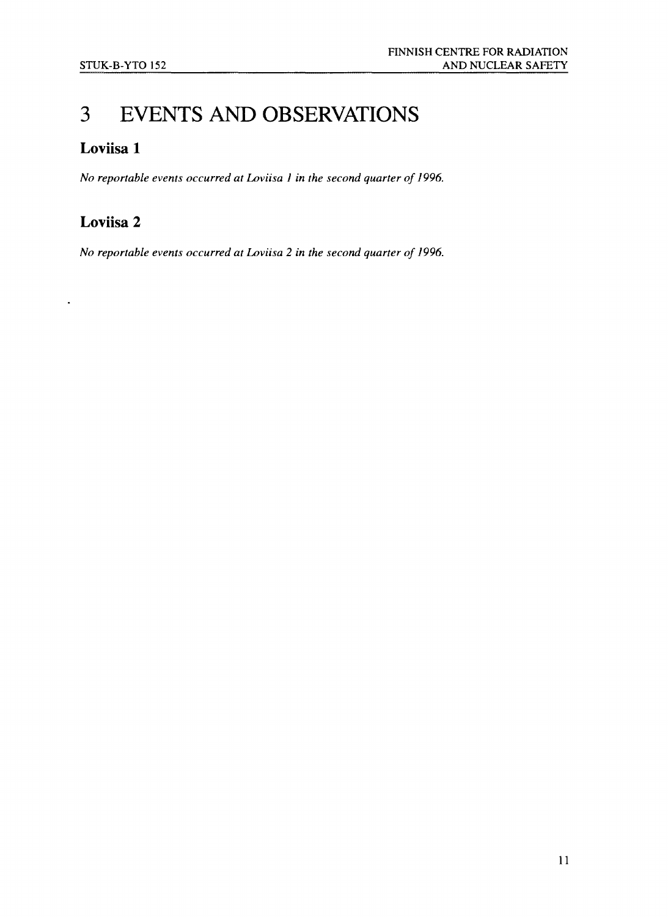# 3 EVENTS AND OBSERVATIONS

## Loviisa 1

*No reportable events occurred at Loviisa 1 in the second quarter of 1996.*

## Loviisa 2

*No reportable events occurred at Loviisa 2 in the second quarter of 1996.*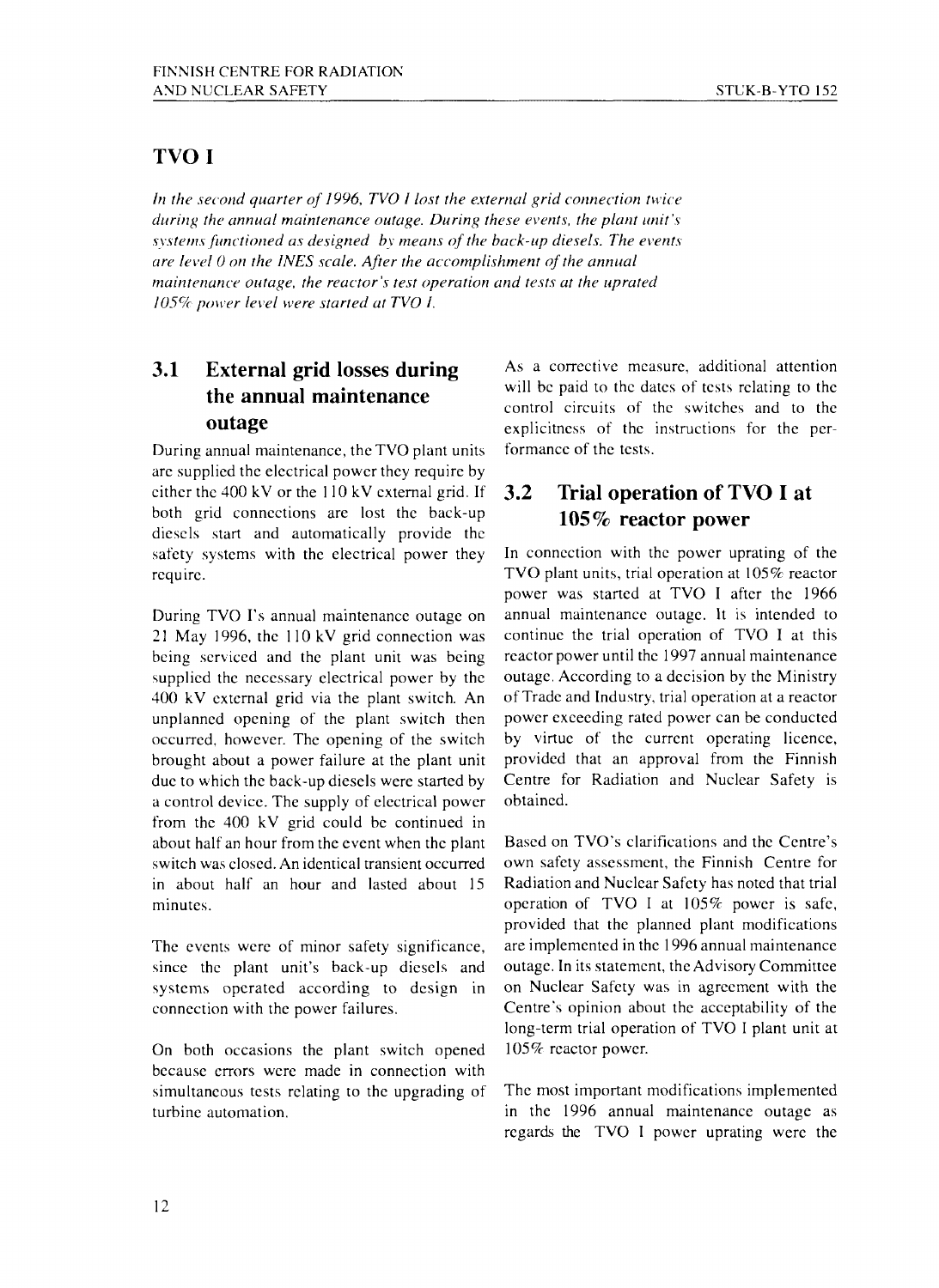## TVO I

*In the second quarter of 1996, TVO I lost the external grid connection twice during the annual maintenance outage. During these events, the plant unit's systems functioned as designed by means of the back-up diesels. The events are level 0 on the INES scale. After the accomplishment of the annual maintenance outage, the reactor's test operation and tests at the uprated 105% power level were started at TVO I.*

### 3.1 External grid losses during the annual maintenance outage

During annual maintenance, the TVO plant units are supplied the electrical power they require by either the 400 kV or the 110 kV external grid. If both grid connections are lost the back-up diesels start and automatically provide the safety systems with the electrical power they require.

During TVO I's annual maintenance outage on 21 May 1996, the 110 kV grid connection was being serviced and the plant unit was being supplied the necessary electrical power by the 400 kV external grid via the plant switch. An unplanned opening of the plant switch then occurred, however. The opening of the switch brought about a power failure at the plant unit due to which the back-up diesels were started by a control device. The supply of electrical power from the 400 kV grid could be continued in about half an hour from the event when the plant switch was closed. An identical transient occurred in about half an hour and lasted about 15 minutes.

The events were of minor safety significance, since the plant unit's back-up diesels and systems operated according to design in connection with the power failures.

On both occasions the plant switch opened because errors were made in connection with simultaneous tests relating to the upgrading of turbine automation.

As a corrective measure, additional attention will be paid to the dates of tests relating to the control circuits of the switches and to the explicitness of the instructions for the performance of the tests.

### 3.2 Trial operation of TVO I at 105% reactor power

In connection with the power uprating of the TVO plant units, trial operation at 105% reactor power was started at TVO I after the 1966 annual maintenance outage. It is intended to continue the trial operation of TVO I at this reactor power until the 1997 annual maintenance outage. According to a decision by the Ministry of Trade and Industry, trial operation at a reactor power exceeding rated power can be conducted by virtue of the current operating licence, provided that an approval from the Finnish Centre for Radiation and Nuclear Safety is obtained.

Based on TVO's clarifications and the Centre's own safety assessment, the Finnish Centre for Radiation and Nuclear Safety has noted that trial operation of TVO I at 105% power is safe, provided that the planned plant modifications are implemented in the 1996 annual maintenance outage. In its statement, the Advisory Committee on Nuclear Safety was in agreement with the Centre's opinion about the acceptability of the long-term trial operation of TVO I plant unit at 105% reactor power.

The most important modifications implemented in the 1996 annual maintenance outage as regards the TVO I power uprating were the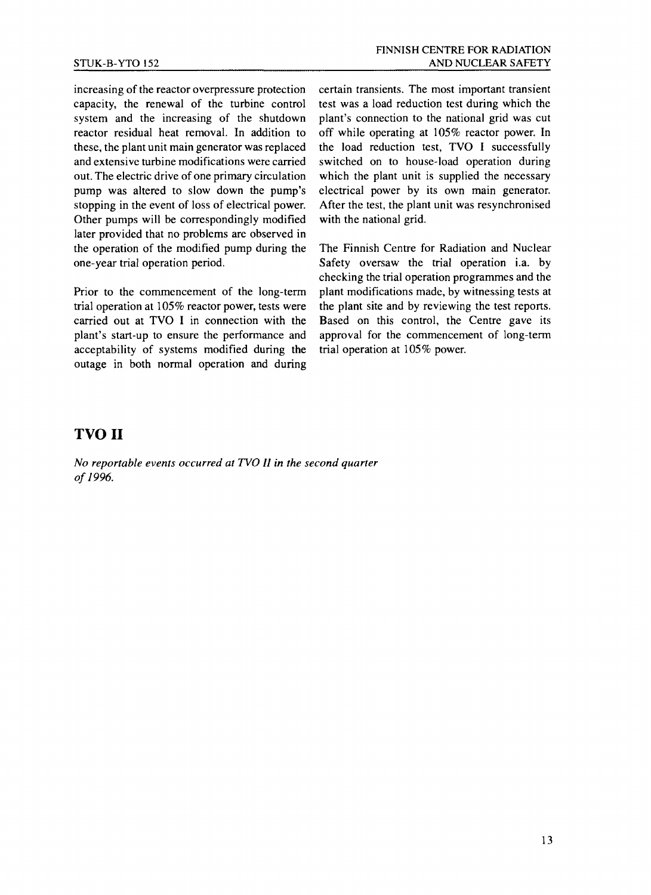increasing of the reactor overpressure protection capacity, the renewal of the turbine control system and the increasing of the shutdown reactor residual heat removal. In addition to these, the plant unit main generator was replaced and extensive turbine modifications were carried out. The electric drive of one primary circulation pump was altered to slow down the pump's stopping in the event of loss of electrical power. Other pumps will be correspondingly modified later provided that no problems are observed in the operation of the modified pump during the one-year trial operation period.

Prior to the commencement of the long-term trial operation at 105% reactor power, tests were carried out at TVO I in connection with the plant's start-up to ensure the performance and acceptability of systems modified during the outage in both normal operation and during certain transients. The most important transient test was a load reduction test during which the plant's connection to the national grid was cut off while operating at 105% reactor power. In the load reduction test, TVO I successfully switched on to house-load operation during which the plant unit is supplied the necessary electrical power by its own main generator. After the test, the plant unit was resynchronised with the national grid.

The Finnish Centre for Radiation and Nuclear Safety oversaw the trial operation i.a. by checking the trial operation programmes and the plant modifications made, by witnessing tests at the plant site and by reviewing the test reports. Based on this control, the Centre gave its approval for the commencement of long-term trial operation at 105% power.

## TVO II

*No reportable events occurred at TVO II in the second quarter of 1996.*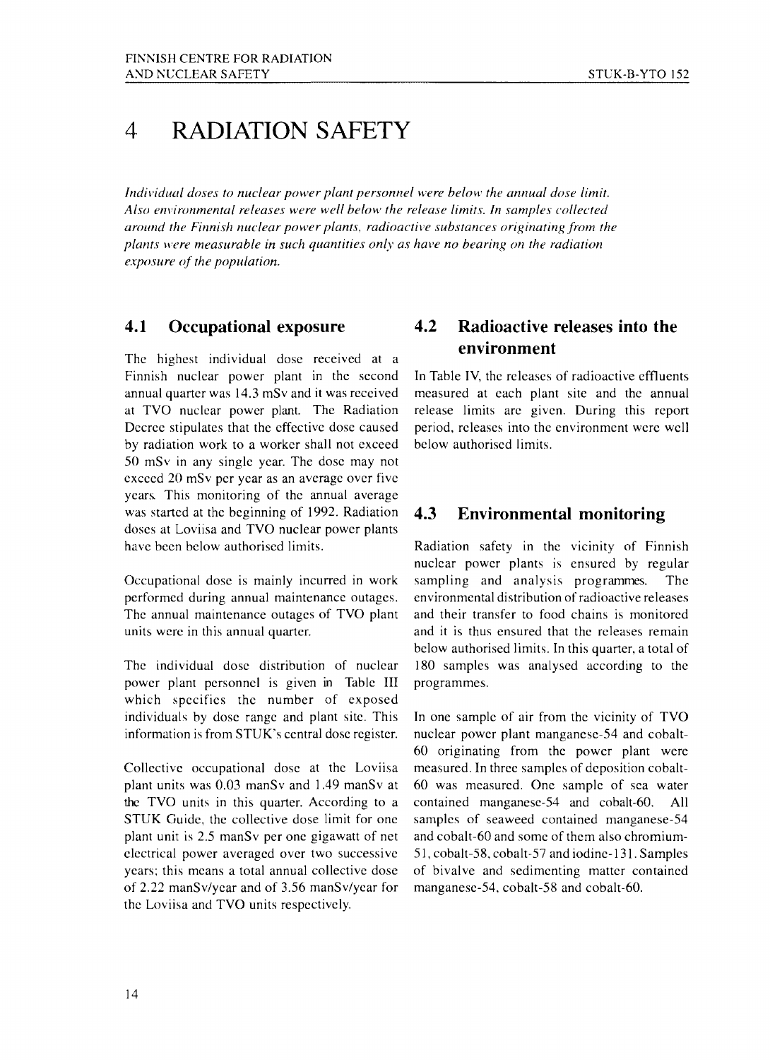# 4 RADIATION SAFETY

*Individual doses to nuclear power plant personnel were below the annual dose limit. Also environmental releases were well below the release limits. In samples collected around the Finnish nuclear power plants, radioactive substances originating from the plants were measurable in such quantities only as have no bearing on the radiation exposure of the population.*

## 4.1 Occupational exposure

The highest individual dose received at a Finnish nuclear power plant in the second annual quarter was 14.3 mSv and it was received at TVO nuclear power plant. The Radiation Decree stipulates that the effective dose caused by radiation work to a worker shall not exceed 50 mSv in any single year. The dose may not exceed 20 mSv per year as an average over five years. This monitoring of the annual average was started at the beginning of 1992. Radiation doses at Loviisa and TVO nuclear power plants have been below authorised limits.

Occupational dose is mainly incurred in work performed during annual maintenance outages. The annual maintenance outages of TVO plant units were in this annual quarter.

The individual dose distribution of nuclear power plant personnel is given in Table III which specifies the number of exposed individuals by dose range and plant site. This information is from STUK's central dose register.

Collective occupational dose at the Loviisa plant units was 0.03 manSv and 1.49 manSv at the TVO units in this quarter. According to a STUK Guide, the collective dose limit for one plant unit is 2.5 manSv per one gigawatt of net electrical power averaged over two successive years; this means a total annual collective dose of 2.22 manSv/year and of 3.56 manSv/year for the Loviisa and TVO units respectively.

## 4.2 Radioactive releases into the environment

In Table IV, the releases of radioactive effluents measured at each plant site and the annual release limits are given. During this report period, releases into the environment were well below authorised limits.

## 4.3 Environmental monitoring

Radiation safety in the vicinity of Finnish nuclear power plants is ensured by regular sampling and analysis programmes. The environmental distribution of radioactive releases and their transfer to food chains is monitored and it is thus ensured that the releases remain below authorised limits. In this quarter, a total of 180 samples was analysed according to the programmes.

In one sample of air from the vicinity of TVO nuclear power plant manganese-54 and cobalt-60 originating from the power plant were measured. In three samples of deposition cobalt-60 was measured. One sample of sea water contained manganese-54 and cobalt-60. All samples of seaweed contained manganese-54 and cobalt-60 and some of them also chromium-51, cobalt-58, cobalt-57 and iodine-131. Samples of bivalve and sedimenting matter contained manganese-54, cobalt-58 and cobalt-60.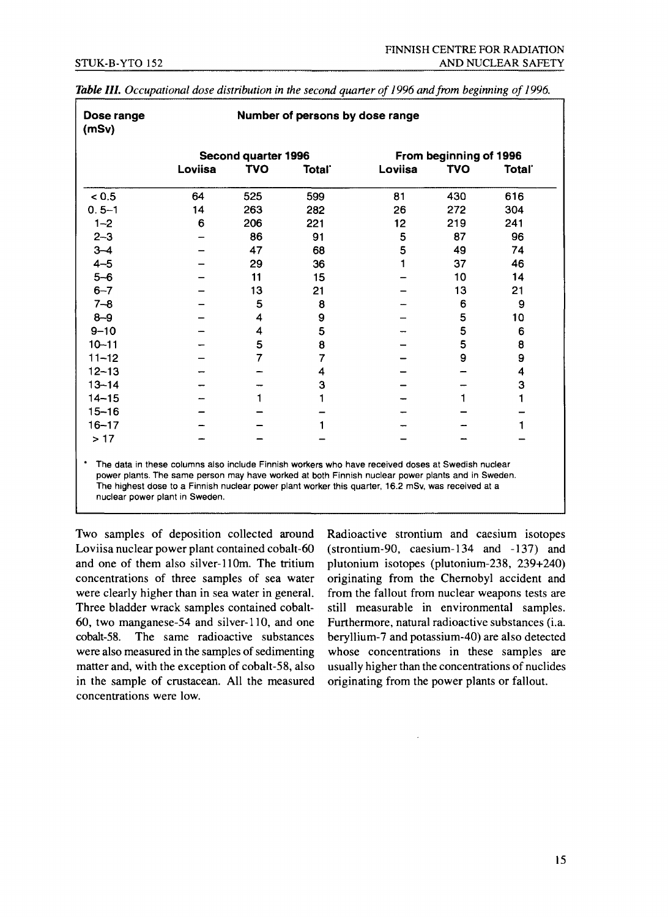*Table III. Occupational dose distribution in the second quarter of 1996 and from beginning of 1996.*

| Dose range (mSv) | Number of persons by dose range | | | | | |
|---|---|---|---|---|---|---|
| | Second quarter 1996 | | | From beginning of 1996 | | |
| | Loviisa | TVO | Total* | Loviisa | TVO | Total* |
| < 0.5 | 64 | 525 | 599 | 81 | 430 | 616 |
| 0. 5–1 | 14 | 263 | 282 | 26 | 272 | 304 |
| 1–2 | 6 | 206 | 221 | 12 | 219 | 241 |
| 2–3 | – | 86 | 91 | 5 | 87 | 96 |
| 3–4 | – | 47 | 68 | 5 | 49 | 74 |
| 4–5 | – | 29 | 36 | 1 | 37 | 46 |
| 5–6 | – | 11 | 15 | – | 10 | 14 |
| 6–7 | – | 13 | 21 | – | 13 | 21 |
| 7–8 | – | 5 | 8 | – | 6 | 9 |
| 8–9 | – | 4 | 9 | – | 5 | 10 |
| 9–10 | – | 4 | 5 | – | 5 | 6 |
| 10–11 | – | 5 | 8 | – | 5 | 8 |
| 11–12 | – | 7 | 7 | – | 9 | 9 |
| 12–13 | – | – | 4 | – | – | 4 |
| 13–14 | – | – | 3 | – | – | 3 |
| 14–15 | – | 1 | 1 | – | 1 | 1 |
| 15–16 | – | – | – | – | – | – |
| 16–17 | – | – | 1 | – | – | 1 |
| > 17 | – | – | – | – | – | – |

\* The data in these columns also include Finnish workers who have received doses at Swedish nuclear power plants. The same person may have worked at both Finnish nuclear power plants and in Sweden. The highest dose to a Finnish nuclear power plant worker this quarter, 16.2 mSv, was received at a nuclear power plant in Sweden.

Two samples of deposition collected around Loviisa nuclear power plant contained cobalt-60 and one of them also silver-110m. The tritium concentrations of three samples of sea water were clearly higher than in sea water in general. Three bladder wrack samples contained cobalt-60, two manganese-54 and silver-110, and one cobalt-58. The same radioactive substances were also measured in the samples of sedimenting matter and, with the exception of cobalt-58, also in the sample of crustacean. All the measured concentrations were low.

Radioactive strontium and caesium isotopes (strontium-90, caesium-134 and -137) and plutonium isotopes (plutonium-238, 239+240) originating from the Chernobyl accident and from the fallout from nuclear weapons tests are still measurable in environmental samples. Furthermore, natural radioactive substances (i.a. beryllium-7 and potassium-40) are also detected whose concentrations in these samples are usually higher than the concentrations of nuclides originating from the power plants or fallout.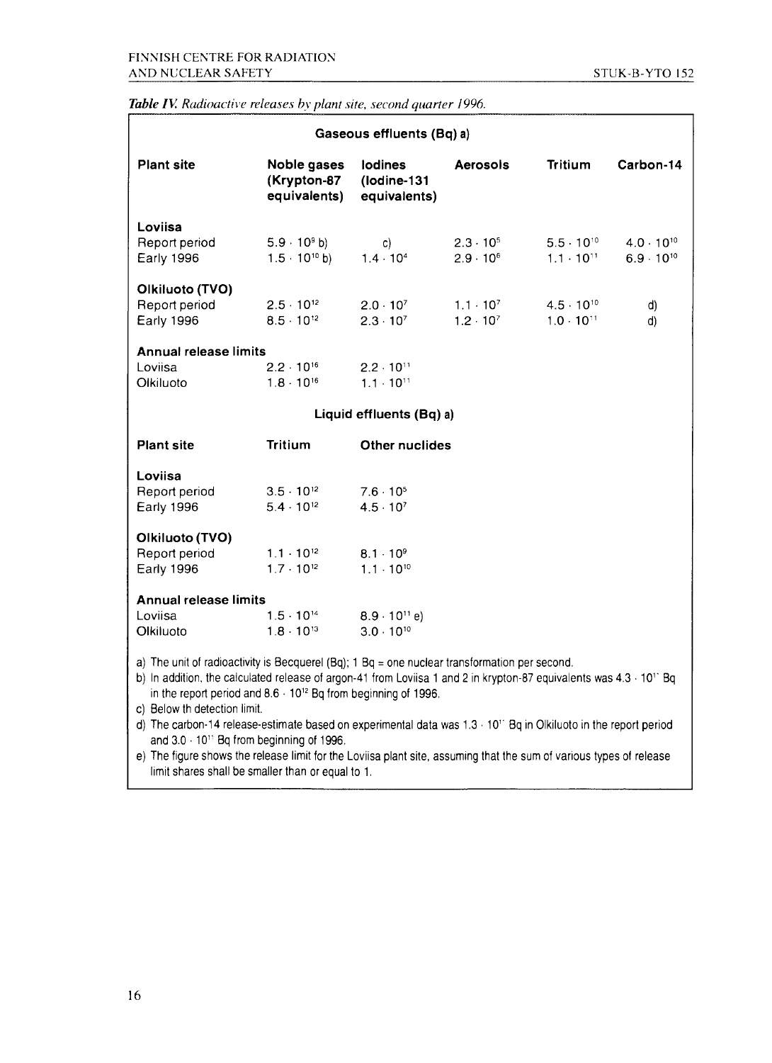*Table IV. Radioactive releases by plant site, second quarter 1996.*

**Gaseous effluents (Bq) a)**

| Plant site | Noble gases (Krypton-87 equivalents) | Iodines (Iodine-131 equivalents) | Aerosols | Tritium | Carbon-14 |
|---|---|---|---|---|---|
| **Loviisa** | | | | | |
| Report period | $5.9 \cdot 10^{9}$ b) | c) | $2.3 \cdot 10^{5}$ | $5.5 \cdot 10^{10}$ | $4.0 \cdot 10^{10}$ |
| Early 1996 | $1.5 \cdot 10^{10}$ b) | $1.4 \cdot 10^{4}$ | $2.9 \cdot 10^{6}$ | $1.1 \cdot 10^{11}$ | $6.9 \cdot 10^{10}$ |
| **Olkiluoto (TVO)** | | | | | |
| Report period | $2.5 \cdot 10^{12}$ | $2.0 \cdot 10^{7}$ | $1.1 \cdot 10^{7}$ | $4.5 \cdot 10^{10}$ | d) |
| Early 1996 | $8.5 \cdot 10^{12}$ | $2.3 \cdot 10^{7}$ | $1.2 \cdot 10^{7}$ | $1.0 \cdot 10^{11}$ | d) |
| **Annual release limits** | | | | | |
| Loviisa | $2.2 \cdot 10^{16}$ | $2.2 \cdot 10^{11}$ | | | |
| Olkiluoto | $1.8 \cdot 10^{16}$ | $1.1 \cdot 10^{11}$ | | | |

**Liquid effluents (Bq) a)**

| Plant site | Tritium | Other nuclides |
|---|---|---|
| **Loviisa** | | |
| Report period | $3.5 \cdot 10^{12}$ | $7.6 \cdot 10^{5}$ |
| Early 1996 | $5.4 \cdot 10^{12}$ | $4.5 \cdot 10^{7}$ |
| **Olkiluoto (TVO)** | | |
| Report period | $1.1 \cdot 10^{12}$ | $8.1 \cdot 10^{9}$ |
| Early 1996 | $1.7 \cdot 10^{12}$ | $1.1 \cdot 10^{10}$ |
| **Annual release limits** | | |
| Loviisa | $1.5 \cdot 10^{14}$ | $8.9 \cdot 10^{11}$ e) |
| Olkiluoto | $1.8 \cdot 10^{13}$ | $3.0 \cdot 10^{10}$ |

a) The unit of radioactivity is Becquerel (Bq); 1 Bq = one nuclear transformation per second.

b) In addition, the calculated release of argon-41 from Loviisa 1 and 2 in krypton-87 equivalents was $4.3 \cdot 10^{11}$ Bq in the report period and $8.6 \cdot 10^{12}$ Bq from beginning of 1996.

c) Below th detection limit.

d) The carbon-14 release-estimate based on experimental data was $1.3 \cdot 10^{11}$ Bq in Olkiluoto in the report period and $3.0 \cdot 10^{11}$ Bq from beginning of 1996.

e) The figure shows the release limit for the Loviisa plant site, assuming that the sum of various types of release limit shares shall be smaller than or equal to 1.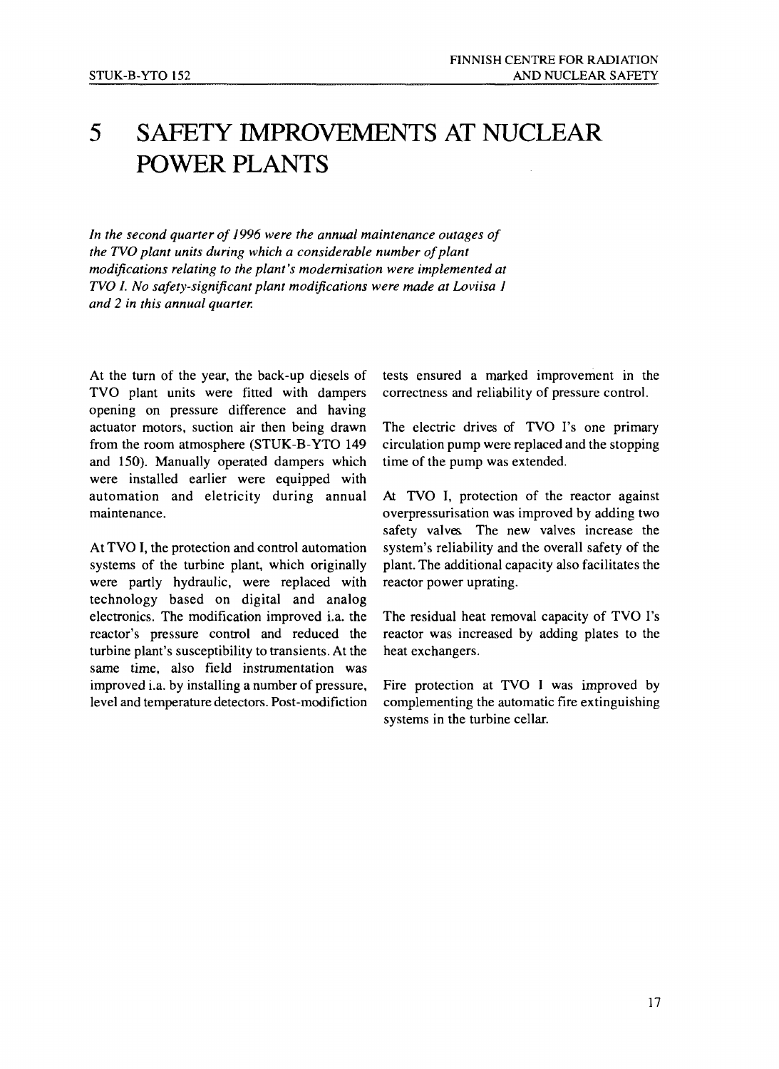# 5 SAFETY IMPROVEMENTS AT NUCLEAR POWER PLANTS

*In the second quarter of 1996 were the annual maintenance outages of the TVO plant units during which a considerable number of plant modifications relating to the plant's modernisation were implemented at TVO I. No safety-significant plant modifications were made at Loviisa 1 and 2 in this annual quarter.*

At the turn of the year, the back-up diesels of TVO plant units were fitted with dampers opening on pressure difference and having actuator motors, suction air then being drawn from the room atmosphere (STUK-B-YTO 149 and 150). Manually operated dampers which were installed earlier were equipped with automation and eletricity during annual maintenance.

At TVO I, the protection and control automation systems of the turbine plant, which originally were partly hydraulic, were replaced with technology based on digital and analog electronics. The modification improved i.a. the reactor's pressure control and reduced the turbine plant's susceptibility to transients. At the same time, also field instrumentation was improved i.a. by installing a number of pressure, level and temperature detectors. Post-modifiction tests ensured a marked improvement in the correctness and reliability of pressure control.

The electric drives of TVO I's one primary circulation pump were replaced and the stopping time of the pump was extended.

At TVO I, protection of the reactor against overpressurisation was improved by adding two safety valves. The new valves increase the system's reliability and the overall safety of the plant. The additional capacity also facilitates the reactor power uprating.

The residual heat removal capacity of TVO I's reactor was increased by adding plates to the heat exchangers.

Fire protection at TVO I was improved by complementing the automatic fire extinguishing systems in the turbine cellar.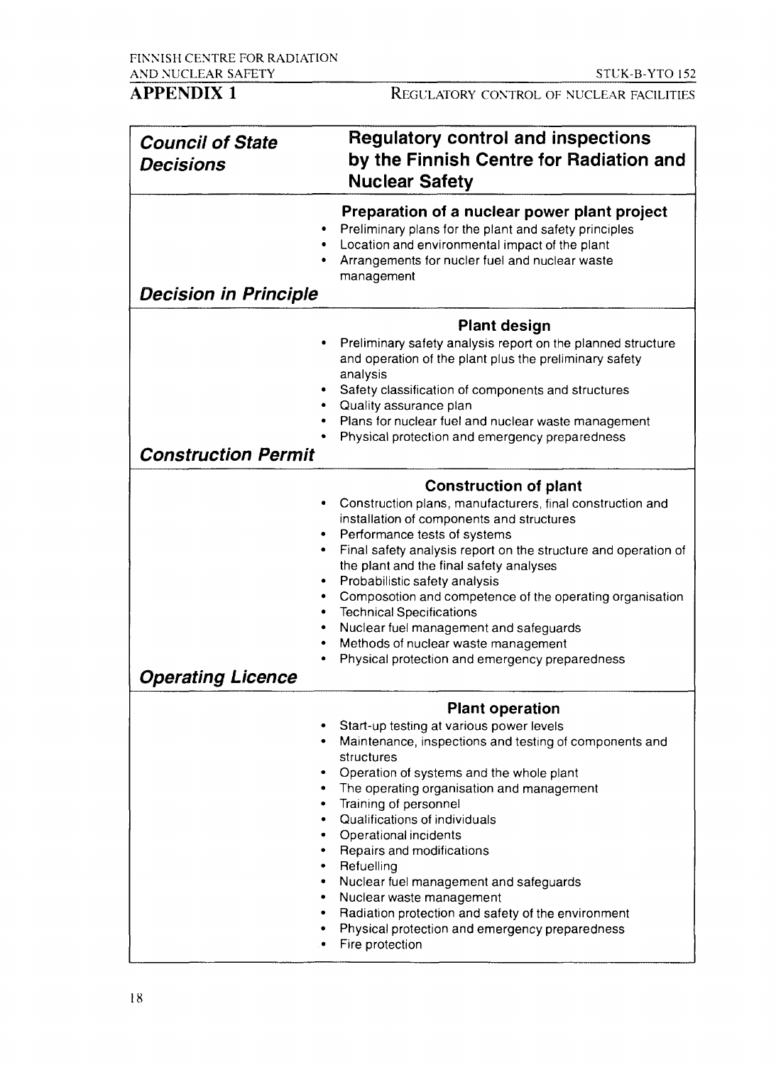## APPENDIX 1

| *Council of State Decisions* | Regulatory control and inspections by the Finnish Centre for Radiation and Nuclear Safety |
|---|---|
| | **Preparation of a nuclear power plant project**<br>• Preliminary plans for the plant and safety principles<br>• Location and environmental impact of the plant<br>• Arrangements for nucler fuel and nuclear waste management |
| ***Decision in Principle*** | |
| | **Plant design**<br>• Preliminary safety analysis report on the planned structure and operation of the plant plus the preliminary safety analysis<br>• Safety classification of components and structures<br>• Quality assurance plan<br>• Plans for nuclear fuel and nuclear waste management<br>• Physical protection and emergency preparedness |
| ***Construction Permit*** | |
| | **Construction of plant**<br>• Construction plans, manufacturers, final construction and installation of components and structures<br>• Performance tests of systems<br>• Final safety analysis report on the structure and operation of the plant and the final safety analyses<br>• Probabilistic safety analysis<br>• Composotion and competence of the operating organisation<br>• Technical Specifications<br>• Nuclear fuel management and safeguards<br>• Methods of nuclear waste management<br>• Physical protection and emergency preparedness |
| ***Operating Licence*** | |
| | **Plant operation**<br>• Start-up testing at various power levels<br>• Maintenance, inspections and testing of components and structures<br>• Operation of systems and the whole plant<br>• The operating organisation and management<br>• Training of personnel<br>• Qualifications of individuals<br>• Operational incidents<br>• Repairs and modifications<br>• Refuelling<br>• Nuclear fuel management and safeguards<br>• Nuclear waste management<br>• Radiation protection and safety of the environment<br>• Physical protection and emergency preparedness<br>• Fire protection |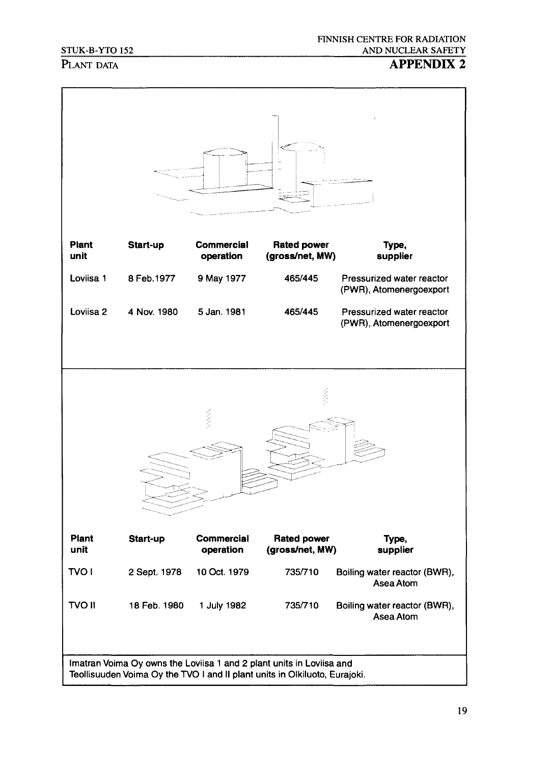# APPENDIX 2

## PLANT DATA

| Plant unit | Start-up | Commercial operation | Rated power (gross/net, MW) | Type, supplier |
|---|---|---|---|---|
| Loviisa 1 | 8 Feb.1977 | 9 May 1977 | 465/445 | Pressurized water reactor (PWR), Atomenergoexport |
| Loviisa 2 | 4 Nov. 1980 | 5 Jan. 1981 | 465/445 | Pressurized water reactor (PWR), Atomenergoexport |

| Plant unit | Start-up | Commercial operation | Rated power (gross/net, MW) | Type, supplier |
|---|---|---|---|---|
| TVO I | 2 Sept. 1978 | 10 Oct. 1979 | 735/710 | Boiling water reactor (BWR), Asea Atom |
| TVO II | 18 Feb. 1980 | 1 July 1982 | 735/710 | Boiling water reactor (BWR), Asea Atom |

Imatran Voima Oy owns the Loviisa 1 and 2 plant units in Loviisa and Teollisuuden Voima Oy the TVO I and II plant units in Olkiluoto, Eurajoki.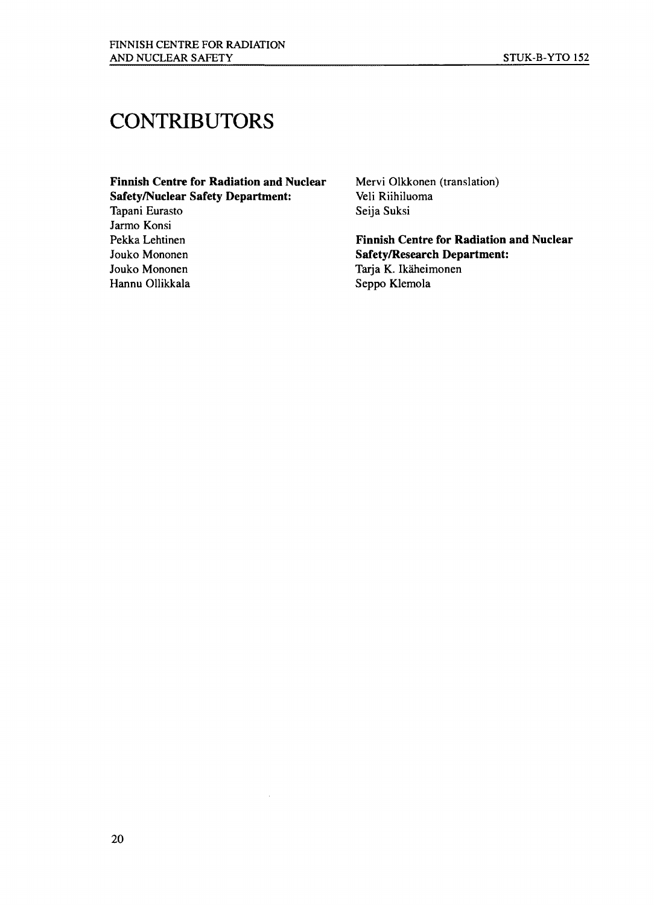# CONTRIBUTORS

**Finnish Centre for Radiation and Nuclear Safety/Nuclear Safety Department:**
Tapani Eurasto
Jarmo Konsi
Pekka Lehtinen
Jouko Mononen
Jouko Mononen
Hannu Ollikkala
Mervi Olkkonen (translation)
Veli Riihiluoma
Seija Suksi

**Finnish Centre for Radiation and Nuclear Safety/Research Department:**
Tarja K. Ikäheimonen
Seppo Klemola